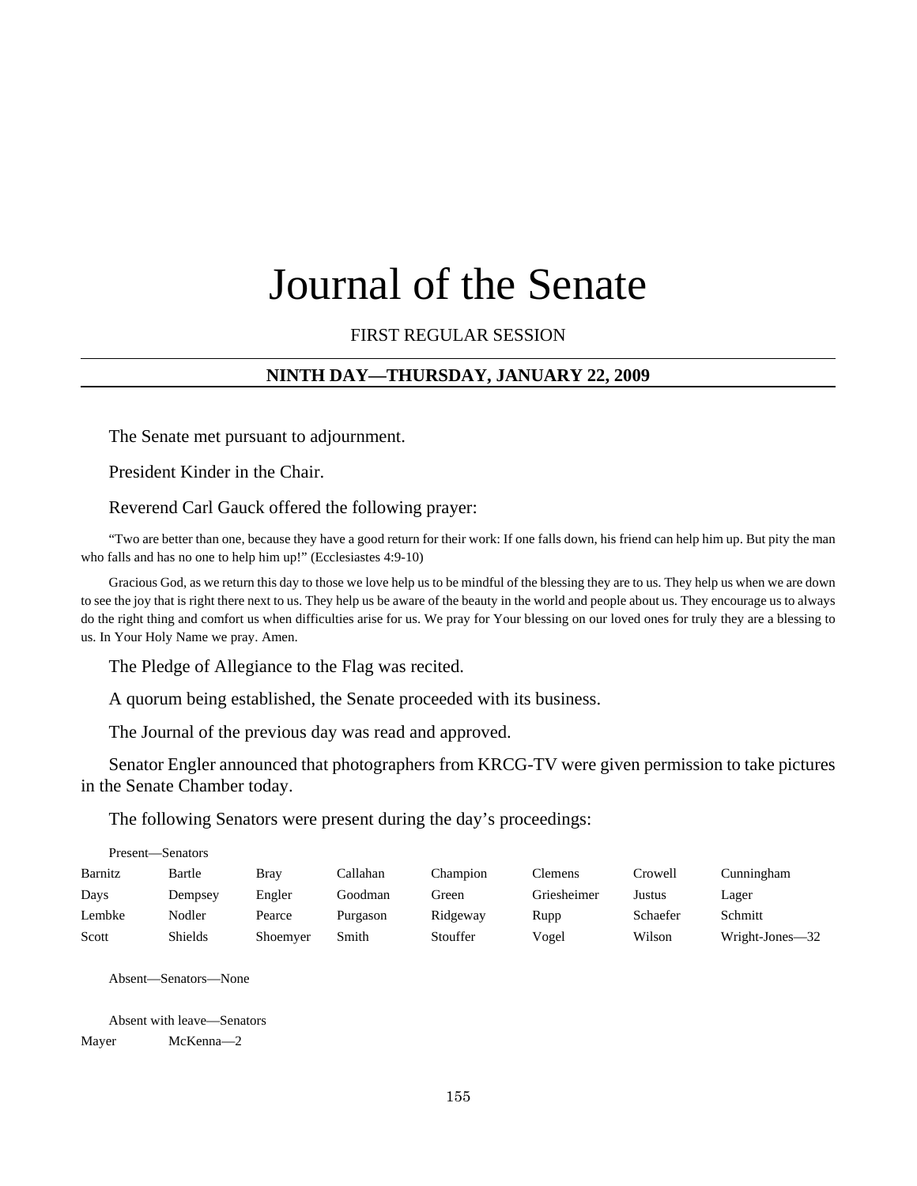# Journal of the Senate

FIRST REGULAR SESSION

## NINTH DAY—THURSDAY, JANUARY 22, 2009

The Senate met pursuant to adjournment.

President Kinder in the Chair.

Reverend Carl Gauck offered the following prayer:

"Two are better than one, because they have a good return for their work: If one falls down, his friend can help him up. But pity the man who falls and has no one to help him up!" (Ecclesiastes 4:9-10)

Gracious God, as we return this day to those we love help us to be mindful of the blessing they are to us. They help us when we are down to see the joy that is right there next to us. They help us be aware of the beauty in the world and people about us. They encourage us to always do the right thing and comfort us when difficulties arise for us. We pray for Your blessing on our loved ones for truly they are a blessing to us. In Your Holy Name we pray. Amen.

The Pledge of Allegiance to the Flag was recited.

A quorum being established, the Senate proceeded with its business.

The Journal of the previous day was read and approved.

Senator Engler announced that photographers from KRCG-TV were given permission to take pictures in the Senate Chamber today.

The following Senators were present during the day's proceedings:

Present—Senators

| | | | | | | | |
|---|---|---|---|---|---|---|---|
| Barnitz | Bartle | Bray | Callahan | Champion | Clemens | Crowell | Cunningham |
| Days | Dempsey | Engler | Goodman | Green | Griesheimer | Justus | Lager |
| Lembke | Nodler | Pearce | Purgason | Ridgeway | Rupp | Schaefer | Schmitt |
| Scott | Shields | Shoemyer | Smith | Stouffer | Vogel | Wilson | Wright-Jones—32 |

Absent—Senators—None

Absent with leave—Senators

| | |
|---|---|
| Mayer | McKenna—2 |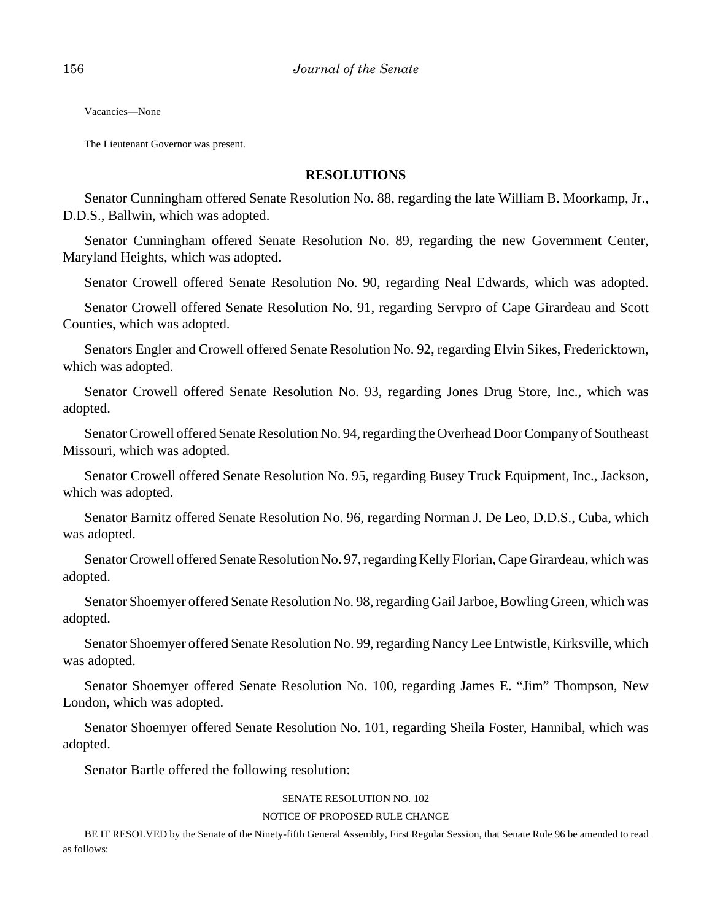Vacancies—None

The Lieutenant Governor was present.

## RESOLUTIONS

Senator Cunningham offered Senate Resolution No. 88, regarding the late William B. Moorkamp, Jr., D.D.S., Ballwin, which was adopted.

Senator Cunningham offered Senate Resolution No. 89, regarding the new Government Center, Maryland Heights, which was adopted.

Senator Crowell offered Senate Resolution No. 90, regarding Neal Edwards, which was adopted.

Senator Crowell offered Senate Resolution No. 91, regarding Servpro of Cape Girardeau and Scott Counties, which was adopted.

Senators Engler and Crowell offered Senate Resolution No. 92, regarding Elvin Sikes, Fredericktown, which was adopted.

Senator Crowell offered Senate Resolution No. 93, regarding Jones Drug Store, Inc., which was adopted.

Senator Crowell offered Senate Resolution No. 94, regarding the Overhead Door Company of Southeast Missouri, which was adopted.

Senator Crowell offered Senate Resolution No. 95, regarding Busey Truck Equipment, Inc., Jackson, which was adopted.

Senator Barnitz offered Senate Resolution No. 96, regarding Norman J. De Leo, D.D.S., Cuba, which was adopted.

Senator Crowell offered Senate Resolution No. 97, regarding Kelly Florian, Cape Girardeau, which was adopted.

Senator Shoemyer offered Senate Resolution No. 98, regarding Gail Jarboe, Bowling Green, which was adopted.

Senator Shoemyer offered Senate Resolution No. 99, regarding Nancy Lee Entwistle, Kirksville, which was adopted.

Senator Shoemyer offered Senate Resolution No. 100, regarding James E. "Jim" Thompson, New London, which was adopted.

Senator Shoemyer offered Senate Resolution No. 101, regarding Sheila Foster, Hannibal, which was adopted.

Senator Bartle offered the following resolution:

SENATE RESOLUTION NO. 102

NOTICE OF PROPOSED RULE CHANGE

BE IT RESOLVED by the Senate of the Ninety-fifth General Assembly, First Regular Session, that Senate Rule 96 be amended to read as follows: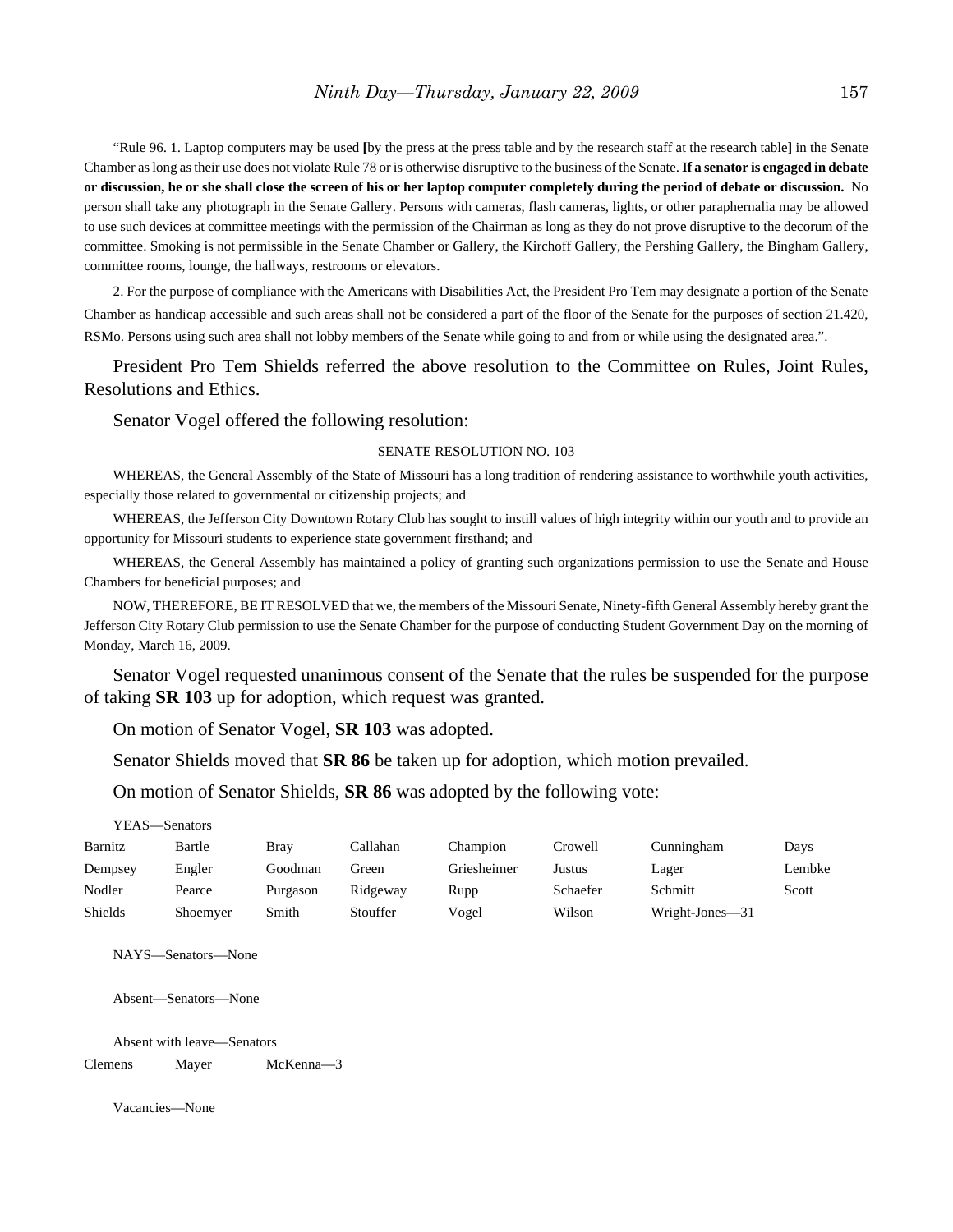"Rule 96. 1. Laptop computers may be used **[**by the press at the press table and by the research staff at the research table**]** in the Senate Chamber as long as their use does not violate Rule 78 or is otherwise disruptive to the business of the Senate. **If a senator is engaged in debate or discussion, he or she shall close the screen of his or her laptop computer completely during the period of debate or discussion.** No person shall take any photograph in the Senate Gallery. Persons with cameras, flash cameras, lights, or other paraphernalia may be allowed to use such devices at committee meetings with the permission of the Chairman as long as they do not prove disruptive to the decorum of the committee. Smoking is not permissible in the Senate Chamber or Gallery, the Kirchoff Gallery, the Pershing Gallery, the Bingham Gallery, committee rooms, lounge, the hallways, restrooms or elevators.

2. For the purpose of compliance with the Americans with Disabilities Act, the President Pro Tem may designate a portion of the Senate Chamber as handicap accessible and such areas shall not be considered a part of the floor of the Senate for the purposes of section 21.420, RSMo. Persons using such area shall not lobby members of the Senate while going to and from or while using the designated area.".

President Pro Tem Shields referred the above resolution to the Committee on Rules, Joint Rules, Resolutions and Ethics.

Senator Vogel offered the following resolution:

SENATE RESOLUTION NO. 103

WHEREAS, the General Assembly of the State of Missouri has a long tradition of rendering assistance to worthwhile youth activities, especially those related to governmental or citizenship projects; and

WHEREAS, the Jefferson City Downtown Rotary Club has sought to instill values of high integrity within our youth and to provide an opportunity for Missouri students to experience state government firsthand; and

WHEREAS, the General Assembly has maintained a policy of granting such organizations permission to use the Senate and House Chambers for beneficial purposes; and

NOW, THEREFORE, BE IT RESOLVED that we, the members of the Missouri Senate, Ninety-fifth General Assembly hereby grant the Jefferson City Rotary Club permission to use the Senate Chamber for the purpose of conducting Student Government Day on the morning of Monday, March 16, 2009.

Senator Vogel requested unanimous consent of the Senate that the rules be suspended for the purpose of taking **SR 103** up for adoption, which request was granted.

On motion of Senator Vogel, **SR 103** was adopted.

Senator Shields moved that **SR 86** be taken up for adoption, which motion prevailed.

On motion of Senator Shields, **SR 86** was adopted by the following vote:

YEAS—Senators

| | | | | | | | |
|---|---|---|---|---|---|---|---|
| Barnitz | Bartle | Bray | Callahan | Champion | Crowell | Cunningham | Days |
| Dempsey | Engler | Goodman | Green | Griesheimer | Justus | Lager | Lembke |
| Nodler | Pearce | Purgason | Ridgeway | Rupp | Schaefer | Schmitt | Scott |
| Shields | Shoemyer | Smith | Stouffer | Vogel | Wilson | Wright-Jones—31 | |

NAYS—Senators—None

Absent—Senators—None

Absent with leave—Senators

| | | |
|---|---|---|
| Clemens | Mayer | McKenna—3 |

Vacancies—None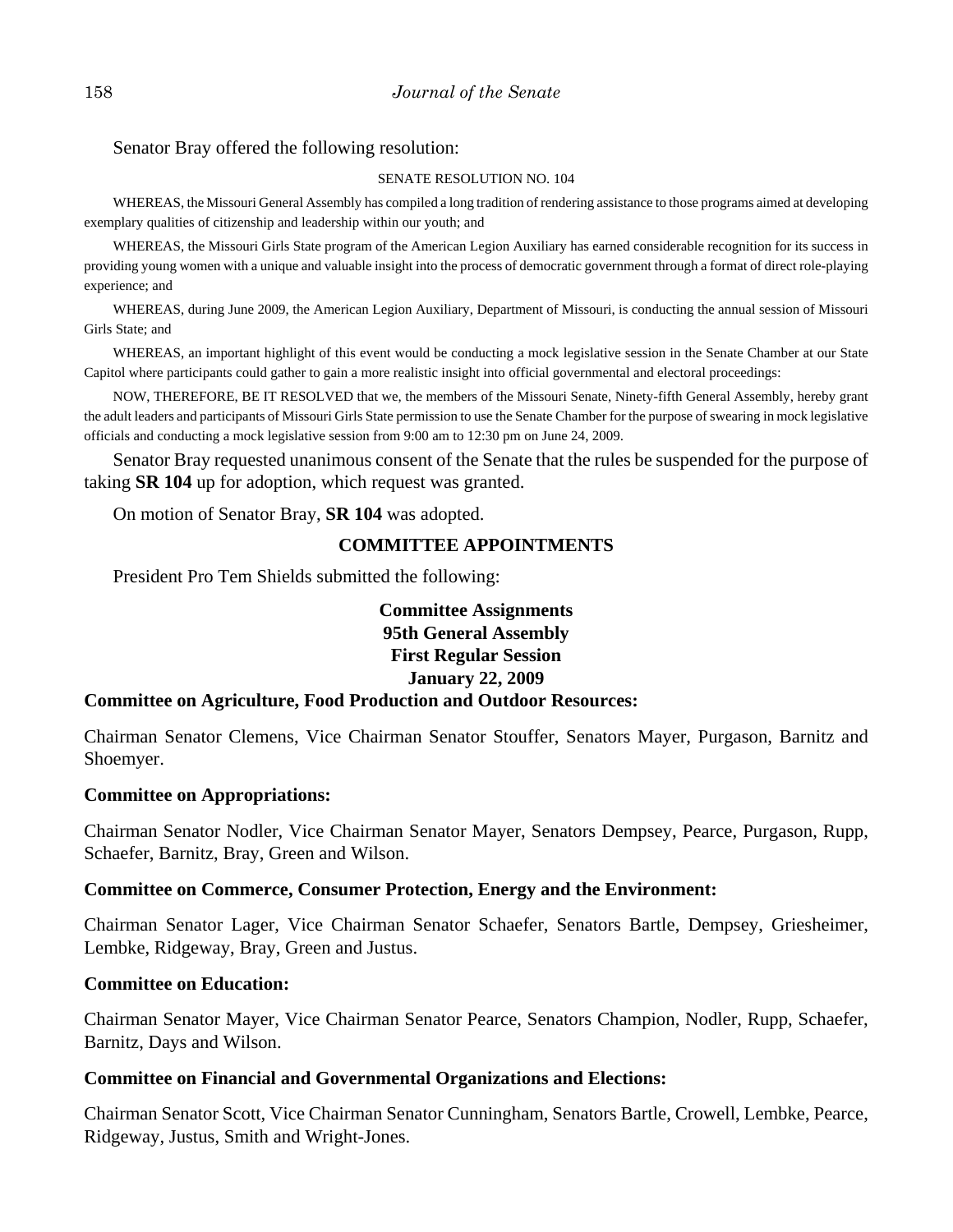Senator Bray offered the following resolution:

SENATE RESOLUTION NO. 104

WHEREAS, the Missouri General Assembly has compiled a long tradition of rendering assistance to those programs aimed at developing exemplary qualities of citizenship and leadership within our youth; and

WHEREAS, the Missouri Girls State program of the American Legion Auxiliary has earned considerable recognition for its success in providing young women with a unique and valuable insight into the process of democratic government through a format of direct role-playing experience; and

WHEREAS, during June 2009, the American Legion Auxiliary, Department of Missouri, is conducting the annual session of Missouri Girls State; and

WHEREAS, an important highlight of this event would be conducting a mock legislative session in the Senate Chamber at our State Capitol where participants could gather to gain a more realistic insight into official governmental and electoral proceedings:

NOW, THEREFORE, BE IT RESOLVED that we, the members of the Missouri Senate, Ninety-fifth General Assembly, hereby grant the adult leaders and participants of Missouri Girls State permission to use the Senate Chamber for the purpose of swearing in mock legislative officials and conducting a mock legislative session from 9:00 am to 12:30 pm on June 24, 2009.

Senator Bray requested unanimous consent of the Senate that the rules be suspended for the purpose of taking **SR 104** up for adoption, which request was granted.

On motion of Senator Bray, **SR 104** was adopted.

## COMMITTEE APPOINTMENTS

President Pro Tem Shields submitted the following:

**Committee Assignments**
**95th General Assembly**
**First Regular Session**
**January 22, 2009**

**Committee on Agriculture, Food Production and Outdoor Resources:**

Chairman Senator Clemens, Vice Chairman Senator Stouffer, Senators Mayer, Purgason, Barnitz and Shoemyer.

**Committee on Appropriations:**

Chairman Senator Nodler, Vice Chairman Senator Mayer, Senators Dempsey, Pearce, Purgason, Rupp, Schaefer, Barnitz, Bray, Green and Wilson.

**Committee on Commerce, Consumer Protection, Energy and the Environment:**

Chairman Senator Lager, Vice Chairman Senator Schaefer, Senators Bartle, Dempsey, Griesheimer, Lembke, Ridgeway, Bray, Green and Justus.

**Committee on Education:**

Chairman Senator Mayer, Vice Chairman Senator Pearce, Senators Champion, Nodler, Rupp, Schaefer, Barnitz, Days and Wilson.

**Committee on Financial and Governmental Organizations and Elections:**

Chairman Senator Scott, Vice Chairman Senator Cunningham, Senators Bartle, Crowell, Lembke, Pearce, Ridgeway, Justus, Smith and Wright-Jones.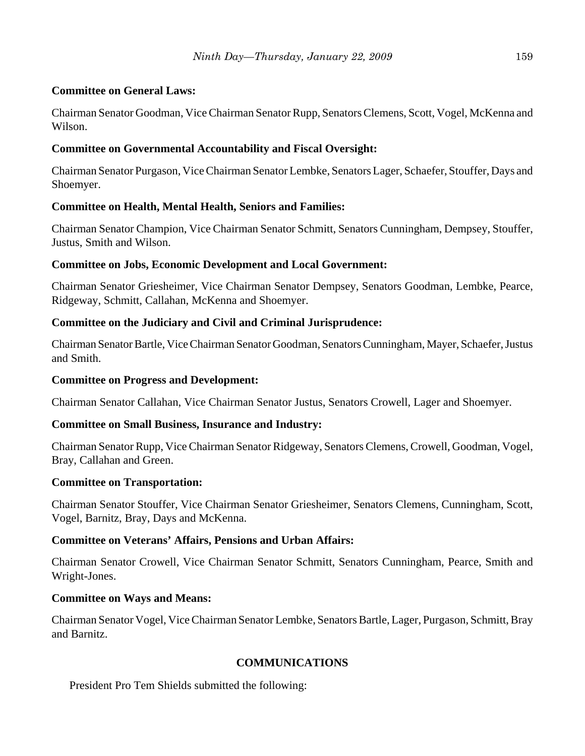**Committee on General Laws:**

Chairman Senator Goodman, Vice Chairman Senator Rupp, Senators Clemens, Scott, Vogel, McKenna and Wilson.

**Committee on Governmental Accountability and Fiscal Oversight:**

Chairman Senator Purgason, Vice Chairman Senator Lembke, Senators Lager, Schaefer, Stouffer, Days and Shoemyer.

**Committee on Health, Mental Health, Seniors and Families:**

Chairman Senator Champion, Vice Chairman Senator Schmitt, Senators Cunningham, Dempsey, Stouffer, Justus, Smith and Wilson.

**Committee on Jobs, Economic Development and Local Government:**

Chairman Senator Griesheimer, Vice Chairman Senator Dempsey, Senators Goodman, Lembke, Pearce, Ridgeway, Schmitt, Callahan, McKenna and Shoemyer.

**Committee on the Judiciary and Civil and Criminal Jurisprudence:**

Chairman Senator Bartle, Vice Chairman Senator Goodman, Senators Cunningham, Mayer, Schaefer, Justus and Smith.

**Committee on Progress and Development:**

Chairman Senator Callahan, Vice Chairman Senator Justus, Senators Crowell, Lager and Shoemyer.

**Committee on Small Business, Insurance and Industry:**

Chairman Senator Rupp, Vice Chairman Senator Ridgeway, Senators Clemens, Crowell, Goodman, Vogel, Bray, Callahan and Green.

**Committee on Transportation:**

Chairman Senator Stouffer, Vice Chairman Senator Griesheimer, Senators Clemens, Cunningham, Scott, Vogel, Barnitz, Bray, Days and McKenna.

**Committee on Veterans' Affairs, Pensions and Urban Affairs:**

Chairman Senator Crowell, Vice Chairman Senator Schmitt, Senators Cunningham, Pearce, Smith and Wright-Jones.

**Committee on Ways and Means:**

Chairman Senator Vogel, Vice Chairman Senator Lembke, Senators Bartle, Lager, Purgason, Schmitt, Bray and Barnitz.

## COMMUNICATIONS

President Pro Tem Shields submitted the following: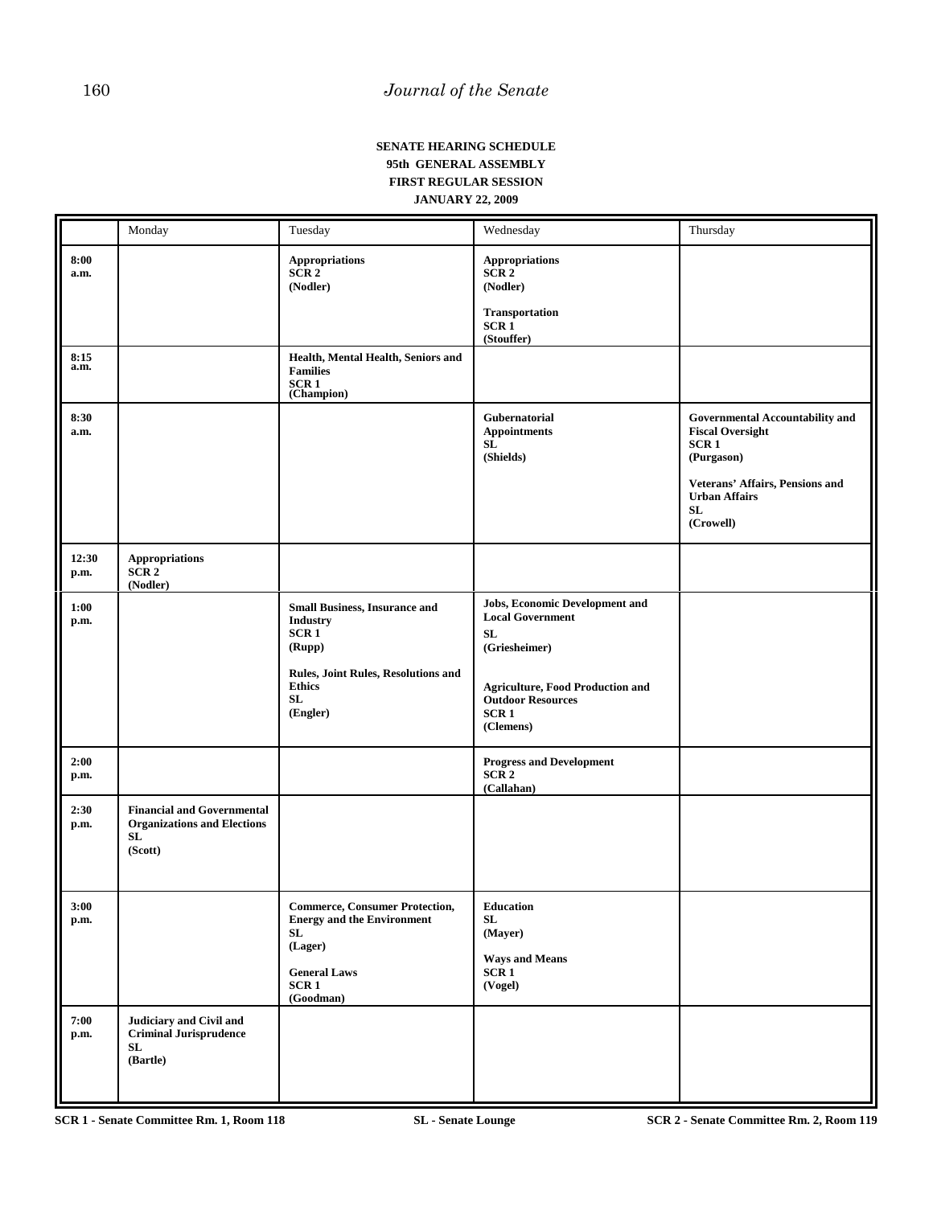**SENATE HEARING SCHEDULE**

**95th GENERAL ASSEMBLY**

**FIRST REGULAR SESSION**

**JANUARY 22, 2009**

| | Monday | Tuesday | Wednesday | Thursday |
|---|---|---|---|---|
| **8:00 a.m.** | | **Appropriations SCR 2 (Nodler)** | **Appropriations SCR 2 (Nodler)**<br><br>**Transportation SCR 1 (Stouffer)** | |
| **8:15 a.m.** | | **Health, Mental Health, Seniors and Families SCR 1 (Champion)** | | |
| **8:30 a.m.** | | | **Gubernatorial Appointments SL (Shields)** | **Governmental Accountability and Fiscal Oversight SCR 1 (Purgason)**<br><br>**Veterans' Affairs, Pensions and Urban Affairs SL (Crowell)** |
| **12:30 p.m.** | **Appropriations SCR 2 (Nodler)** | | | |
| **1:00 p.m.** | | **Small Business, Insurance and Industry SCR 1 (Rupp)**<br><br>**Rules, Joint Rules, Resolutions and Ethics SL (Engler)** | **Jobs, Economic Development and Local Government SL (Griesheimer)**<br><br>**Agriculture, Food Production and Outdoor Resources SCR 1 (Clemens)** | |
| **2:00 p.m.** | | | **Progress and Development SCR 2 (Callahan)** | |
| **2:30 p.m.** | **Financial and Governmental Organizations and Elections SL (Scott)** | | | |
| **3:00 p.m.** | | **Commerce, Consumer Protection, Energy and the Environment SL (Lager)**<br><br>**General Laws SCR 1 (Goodman)** | **Education SL (Mayer)**<br><br>**Ways and Means SCR 1 (Vogel)** | |
| **7:00 p.m.** | **Judiciary and Civil and Criminal Jurisprudence SL (Bartle)** | | | |

**SCR 1 - Senate Committee Rm. 1, Room 118** **SL - Senate Lounge** **SCR 2 - Senate Committee Rm. 2, Room 119**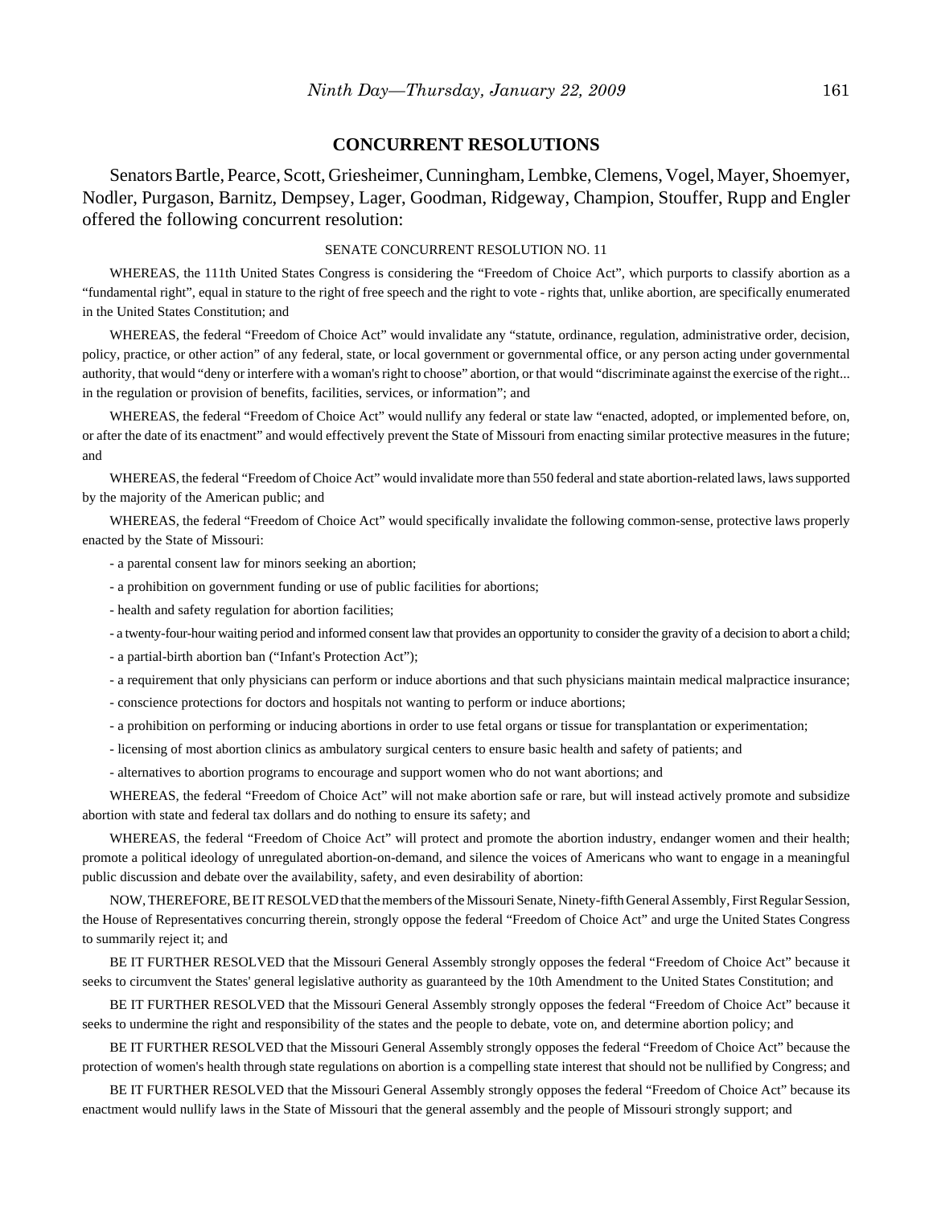## CONCURRENT RESOLUTIONS

Senators Bartle, Pearce, Scott, Griesheimer, Cunningham, Lembke, Clemens, Vogel, Mayer, Shoemyer, Nodler, Purgason, Barnitz, Dempsey, Lager, Goodman, Ridgeway, Champion, Stouffer, Rupp and Engler offered the following concurrent resolution:

SENATE CONCURRENT RESOLUTION NO. 11

WHEREAS, the 111th United States Congress is considering the "Freedom of Choice Act", which purports to classify abortion as a "fundamental right", equal in stature to the right of free speech and the right to vote - rights that, unlike abortion, are specifically enumerated in the United States Constitution; and

WHEREAS, the federal "Freedom of Choice Act" would invalidate any "statute, ordinance, regulation, administrative order, decision, policy, practice, or other action" of any federal, state, or local government or governmental office, or any person acting under governmental authority, that would "deny or interfere with a woman's right to choose" abortion, or that would "discriminate against the exercise of the right... in the regulation or provision of benefits, facilities, services, or information"; and

WHEREAS, the federal "Freedom of Choice Act" would nullify any federal or state law "enacted, adopted, or implemented before, on, or after the date of its enactment" and would effectively prevent the State of Missouri from enacting similar protective measures in the future; and

WHEREAS, the federal "Freedom of Choice Act" would invalidate more than 550 federal and state abortion-related laws, laws supported by the majority of the American public; and

WHEREAS, the federal "Freedom of Choice Act" would specifically invalidate the following common-sense, protective laws properly enacted by the State of Missouri:

- a parental consent law for minors seeking an abortion;
- a prohibition on government funding or use of public facilities for abortions;
- health and safety regulation for abortion facilities;
- a twenty-four-hour waiting period and informed consent law that provides an opportunity to consider the gravity of a decision to abort a child;
- a partial-birth abortion ban ("Infant's Protection Act");
- a requirement that only physicians can perform or induce abortions and that such physicians maintain medical malpractice insurance;
- conscience protections for doctors and hospitals not wanting to perform or induce abortions;
- a prohibition on performing or inducing abortions in order to use fetal organs or tissue for transplantation or experimentation;
- licensing of most abortion clinics as ambulatory surgical centers to ensure basic health and safety of patients; and
- alternatives to abortion programs to encourage and support women who do not want abortions; and

WHEREAS, the federal "Freedom of Choice Act" will not make abortion safe or rare, but will instead actively promote and subsidize abortion with state and federal tax dollars and do nothing to ensure its safety; and

WHEREAS, the federal "Freedom of Choice Act" will protect and promote the abortion industry, endanger women and their health; promote a political ideology of unregulated abortion-on-demand, and silence the voices of Americans who want to engage in a meaningful public discussion and debate over the availability, safety, and even desirability of abortion:

NOW, THEREFORE, BE IT RESOLVED that the members of the Missouri Senate, Ninety-fifth General Assembly, First Regular Session, the House of Representatives concurring therein, strongly oppose the federal "Freedom of Choice Act" and urge the United States Congress to summarily reject it; and

BE IT FURTHER RESOLVED that the Missouri General Assembly strongly opposes the federal "Freedom of Choice Act" because it seeks to circumvent the States' general legislative authority as guaranteed by the 10th Amendment to the United States Constitution; and

BE IT FURTHER RESOLVED that the Missouri General Assembly strongly opposes the federal "Freedom of Choice Act" because it seeks to undermine the right and responsibility of the states and the people to debate, vote on, and determine abortion policy; and

BE IT FURTHER RESOLVED that the Missouri General Assembly strongly opposes the federal "Freedom of Choice Act" because the protection of women's health through state regulations on abortion is a compelling state interest that should not be nullified by Congress; and

BE IT FURTHER RESOLVED that the Missouri General Assembly strongly opposes the federal "Freedom of Choice Act" because its enactment would nullify laws in the State of Missouri that the general assembly and the people of Missouri strongly support; and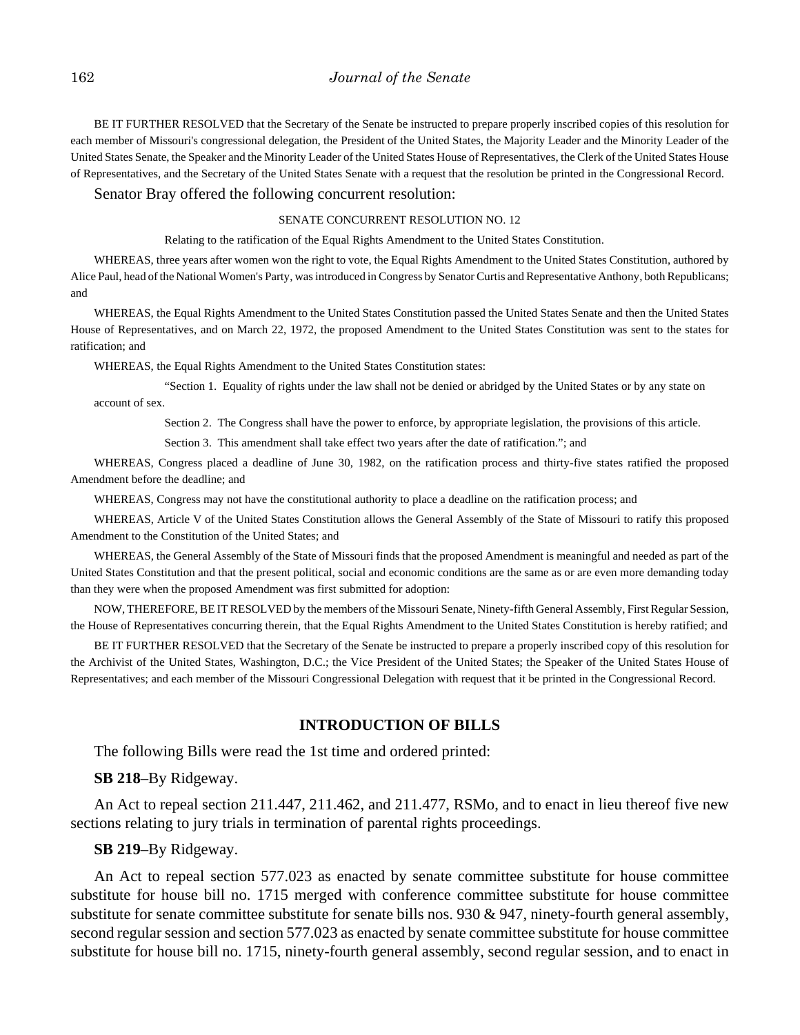BE IT FURTHER RESOLVED that the Secretary of the Senate be instructed to prepare properly inscribed copies of this resolution for each member of Missouri's congressional delegation, the President of the United States, the Majority Leader and the Minority Leader of the United States Senate, the Speaker and the Minority Leader of the United States House of Representatives, the Clerk of the United States House of Representatives, and the Secretary of the United States Senate with a request that the resolution be printed in the Congressional Record.

Senator Bray offered the following concurrent resolution:

SENATE CONCURRENT RESOLUTION NO. 12

Relating to the ratification of the Equal Rights Amendment to the United States Constitution.

WHEREAS, three years after women won the right to vote, the Equal Rights Amendment to the United States Constitution, authored by Alice Paul, head of the National Women's Party, was introduced in Congress by Senator Curtis and Representative Anthony, both Republicans; and

WHEREAS, the Equal Rights Amendment to the United States Constitution passed the United States Senate and then the United States House of Representatives, and on March 22, 1972, the proposed Amendment to the United States Constitution was sent to the states for ratification; and

WHEREAS, the Equal Rights Amendment to the United States Constitution states:

"Section 1. Equality of rights under the law shall not be denied or abridged by the United States or by any state on account of sex.

Section 2. The Congress shall have the power to enforce, by appropriate legislation, the provisions of this article.

Section 3. This amendment shall take effect two years after the date of ratification."; and

WHEREAS, Congress placed a deadline of June 30, 1982, on the ratification process and thirty-five states ratified the proposed Amendment before the deadline; and

WHEREAS, Congress may not have the constitutional authority to place a deadline on the ratification process; and

WHEREAS, Article V of the United States Constitution allows the General Assembly of the State of Missouri to ratify this proposed Amendment to the Constitution of the United States; and

WHEREAS, the General Assembly of the State of Missouri finds that the proposed Amendment is meaningful and needed as part of the United States Constitution and that the present political, social and economic conditions are the same as or are even more demanding today than they were when the proposed Amendment was first submitted for adoption:

NOW, THEREFORE, BE IT RESOLVED by the members of the Missouri Senate, Ninety-fifth General Assembly, First Regular Session, the House of Representatives concurring therein, that the Equal Rights Amendment to the United States Constitution is hereby ratified; and

BE IT FURTHER RESOLVED that the Secretary of the Senate be instructed to prepare a properly inscribed copy of this resolution for the Archivist of the United States, Washington, D.C.; the Vice President of the United States; the Speaker of the United States House of Representatives; and each member of the Missouri Congressional Delegation with request that it be printed in the Congressional Record.

## INTRODUCTION OF BILLS

The following Bills were read the 1st time and ordered printed:

**SB 218**–By Ridgeway.

An Act to repeal section 211.447, 211.462, and 211.477, RSMo, and to enact in lieu thereof five new sections relating to jury trials in termination of parental rights proceedings.

**SB 219**–By Ridgeway.

An Act to repeal section 577.023 as enacted by senate committee substitute for house committee substitute for house bill no. 1715 merged with conference committee substitute for house committee substitute for senate committee substitute for senate bills nos. 930 & 947, ninety-fourth general assembly, second regular session and section 577.023 as enacted by senate committee substitute for house committee substitute for house bill no. 1715, ninety-fourth general assembly, second regular session, and to enact in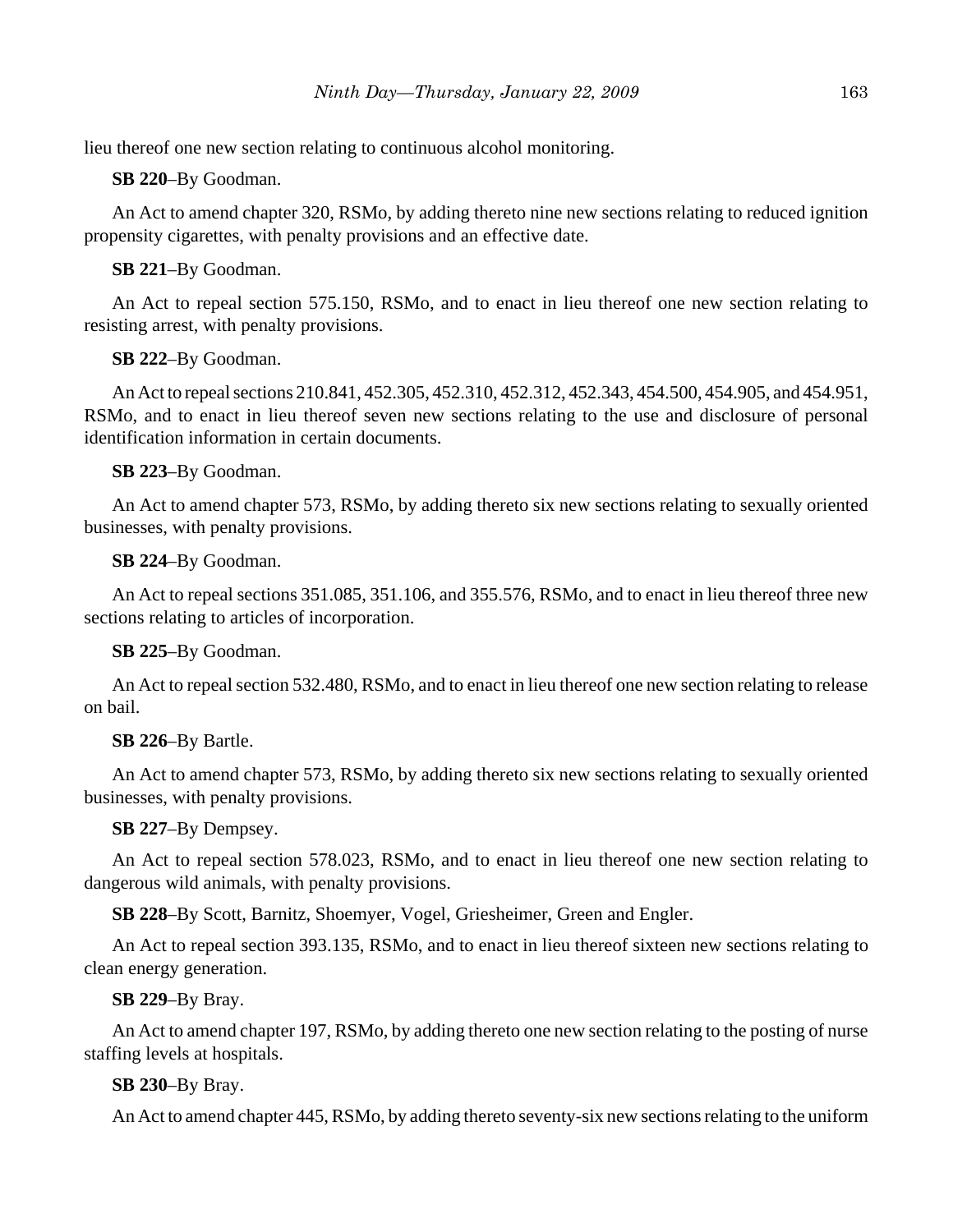lieu thereof one new section relating to continuous alcohol monitoring.

**SB 220**–By Goodman.

An Act to amend chapter 320, RSMo, by adding thereto nine new sections relating to reduced ignition propensity cigarettes, with penalty provisions and an effective date.

**SB 221**–By Goodman.

An Act to repeal section 575.150, RSMo, and to enact in lieu thereof one new section relating to resisting arrest, with penalty provisions.

**SB 222**–By Goodman.

An Act to repeal sections 210.841, 452.305, 452.310, 452.312, 452.343, 454.500, 454.905, and 454.951, RSMo, and to enact in lieu thereof seven new sections relating to the use and disclosure of personal identification information in certain documents.

**SB 223**–By Goodman.

An Act to amend chapter 573, RSMo, by adding thereto six new sections relating to sexually oriented businesses, with penalty provisions.

**SB 224**–By Goodman.

An Act to repeal sections 351.085, 351.106, and 355.576, RSMo, and to enact in lieu thereof three new sections relating to articles of incorporation.

**SB 225**–By Goodman.

An Act to repeal section 532.480, RSMo, and to enact in lieu thereof one new section relating to release on bail.

**SB 226**–By Bartle.

An Act to amend chapter 573, RSMo, by adding thereto six new sections relating to sexually oriented businesses, with penalty provisions.

**SB 227**–By Dempsey.

An Act to repeal section 578.023, RSMo, and to enact in lieu thereof one new section relating to dangerous wild animals, with penalty provisions.

**SB 228**–By Scott, Barnitz, Shoemyer, Vogel, Griesheimer, Green and Engler.

An Act to repeal section 393.135, RSMo, and to enact in lieu thereof sixteen new sections relating to clean energy generation.

**SB 229**–By Bray.

An Act to amend chapter 197, RSMo, by adding thereto one new section relating to the posting of nurse staffing levels at hospitals.

**SB 230**–By Bray.

An Act to amend chapter 445, RSMo, by adding thereto seventy-six new sections relating to the uniform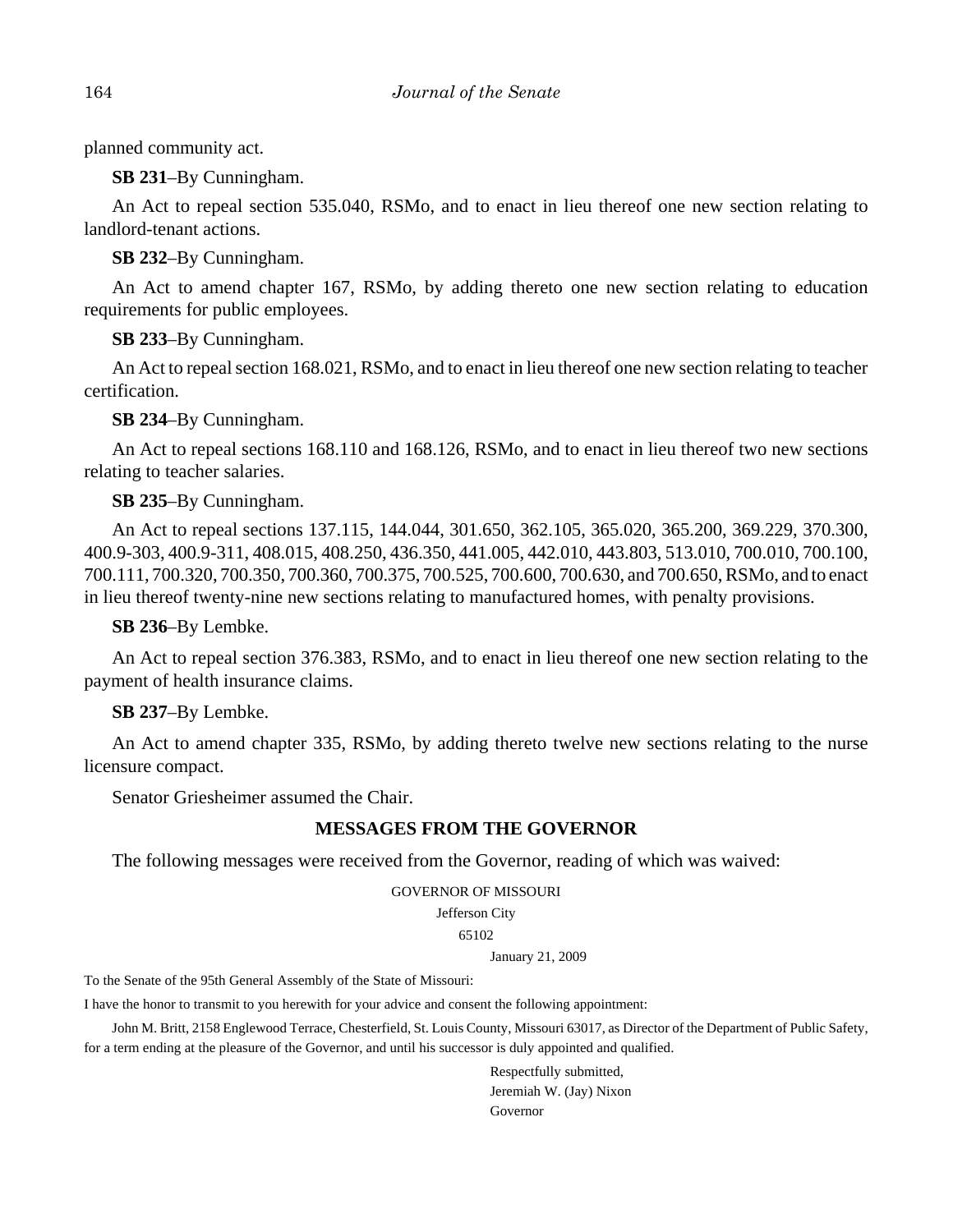planned community act.

**SB 231**–By Cunningham.

An Act to repeal section 535.040, RSMo, and to enact in lieu thereof one new section relating to landlord-tenant actions.

**SB 232**–By Cunningham.

An Act to amend chapter 167, RSMo, by adding thereto one new section relating to education requirements for public employees.

**SB 233**–By Cunningham.

An Act to repeal section 168.021, RSMo, and to enact in lieu thereof one new section relating to teacher certification.

**SB 234**–By Cunningham.

An Act to repeal sections 168.110 and 168.126, RSMo, and to enact in lieu thereof two new sections relating to teacher salaries.

**SB 235**–By Cunningham.

An Act to repeal sections 137.115, 144.044, 301.650, 362.105, 365.020, 365.200, 369.229, 370.300, 400.9-303, 400.9-311, 408.015, 408.250, 436.350, 441.005, 442.010, 443.803, 513.010, 700.010, 700.100, 700.111, 700.320, 700.350, 700.360, 700.375, 700.525, 700.600, 700.630, and 700.650, RSMo, and to enact in lieu thereof twenty-nine new sections relating to manufactured homes, with penalty provisions.

**SB 236**–By Lembke.

An Act to repeal section 376.383, RSMo, and to enact in lieu thereof one new section relating to the payment of health insurance claims.

**SB 237**–By Lembke.

An Act to amend chapter 335, RSMo, by adding thereto twelve new sections relating to the nurse licensure compact.

Senator Griesheimer assumed the Chair.

## MESSAGES FROM THE GOVERNOR

The following messages were received from the Governor, reading of which was waived:

GOVERNOR OF MISSOURI
Jefferson City
65102

January 21, 2009

To the Senate of the 95th General Assembly of the State of Missouri:

I have the honor to transmit to you herewith for your advice and consent the following appointment:

John M. Britt, 2158 Englewood Terrace, Chesterfield, St. Louis County, Missouri 63017, as Director of the Department of Public Safety, for a term ending at the pleasure of the Governor, and until his successor is duly appointed and qualified.

Respectfully submitted,
Jeremiah W. (Jay) Nixon
Governor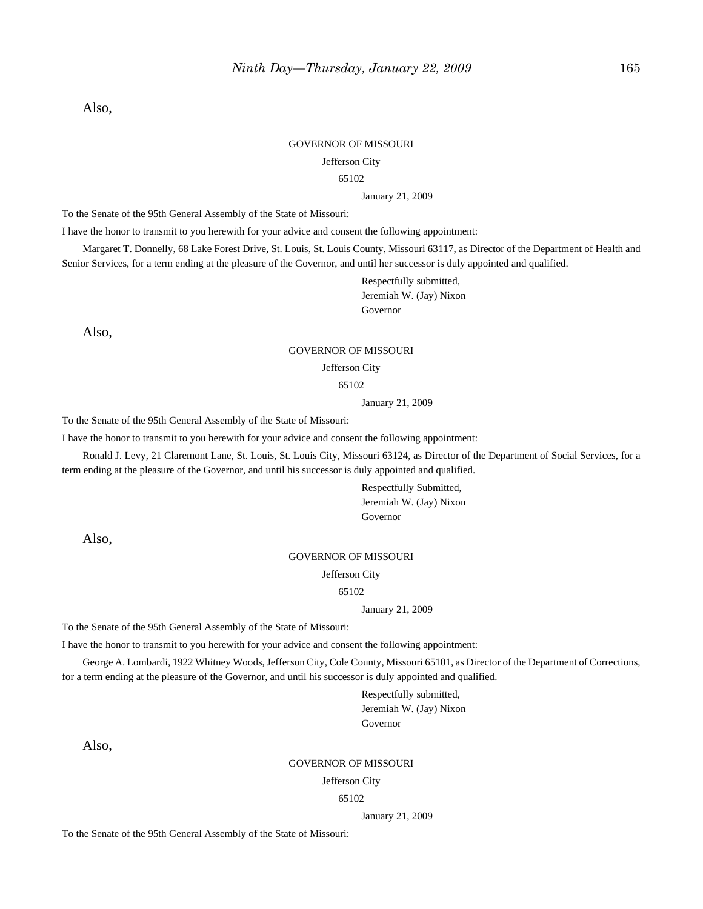Also,

GOVERNOR OF MISSOURI

Jefferson City

65102

January 21, 2009

To the Senate of the 95th General Assembly of the State of Missouri:

I have the honor to transmit to you herewith for your advice and consent the following appointment:

Margaret T. Donnelly, 68 Lake Forest Drive, St. Louis, St. Louis County, Missouri 63117, as Director of the Department of Health and Senior Services, for a term ending at the pleasure of the Governor, and until her successor is duly appointed and qualified.

Respectfully submitted,
Jeremiah W. (Jay) Nixon
Governor

Also,

GOVERNOR OF MISSOURI

Jefferson City

65102

January 21, 2009

To the Senate of the 95th General Assembly of the State of Missouri:

I have the honor to transmit to you herewith for your advice and consent the following appointment:

Ronald J. Levy, 21 Claremont Lane, St. Louis, St. Louis City, Missouri 63124, as Director of the Department of Social Services, for a term ending at the pleasure of the Governor, and until his successor is duly appointed and qualified.

Respectfully Submitted,
Jeremiah W. (Jay) Nixon
Governor

Also,

GOVERNOR OF MISSOURI

Jefferson City

65102

January 21, 2009

To the Senate of the 95th General Assembly of the State of Missouri:

I have the honor to transmit to you herewith for your advice and consent the following appointment:

George A. Lombardi, 1922 Whitney Woods, Jefferson City, Cole County, Missouri 65101, as Director of the Department of Corrections, for a term ending at the pleasure of the Governor, and until his successor is duly appointed and qualified.

Respectfully submitted,
Jeremiah W. (Jay) Nixon
Governor

Also,

GOVERNOR OF MISSOURI

Jefferson City

65102

January 21, 2009

To the Senate of the 95th General Assembly of the State of Missouri: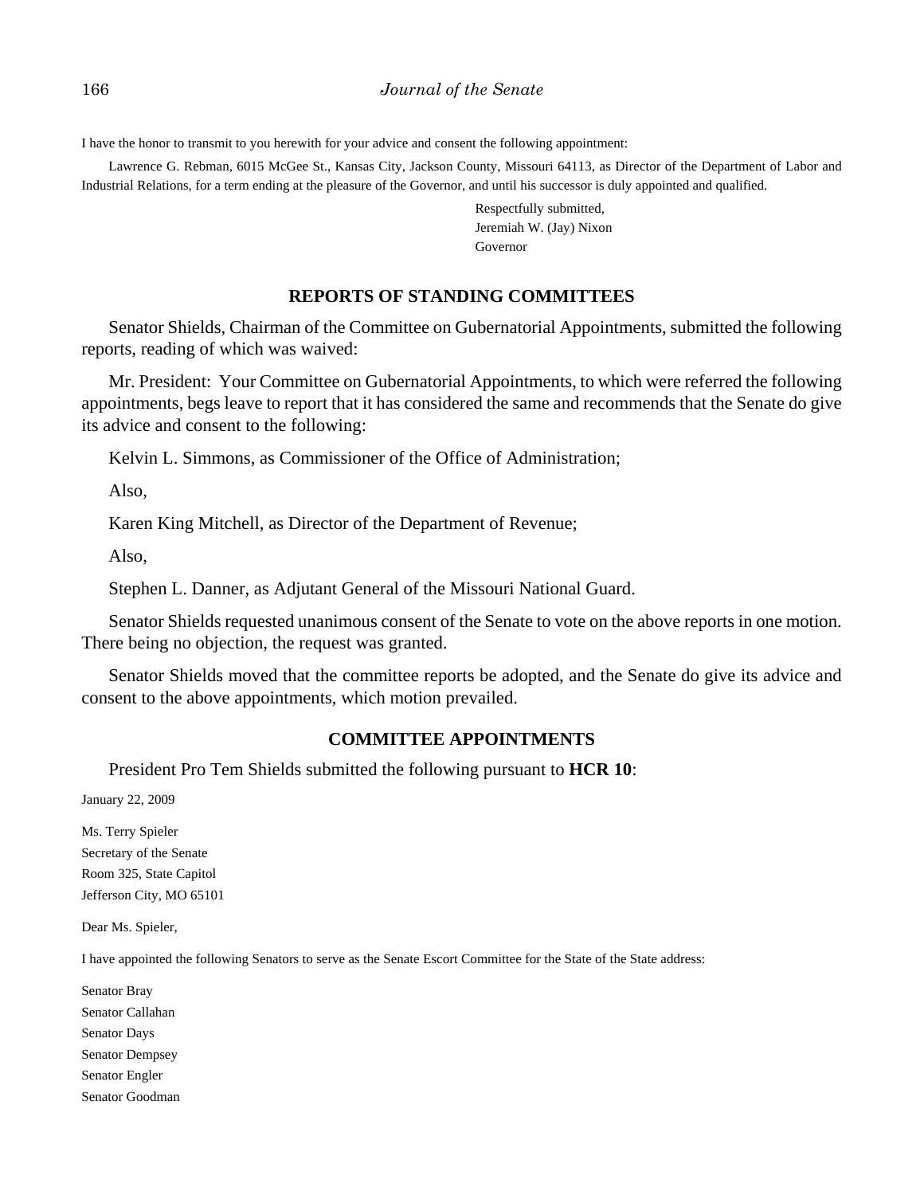I have the honor to transmit to you herewith for your advice and consent the following appointment:

Lawrence G. Rebman, 6015 McGee St., Kansas City, Jackson County, Missouri 64113, as Director of the Department of Labor and Industrial Relations, for a term ending at the pleasure of the Governor, and until his successor is duly appointed and qualified.

Respectfully submitted,
Jeremiah W. (Jay) Nixon
Governor

## REPORTS OF STANDING COMMITTEES

Senator Shields, Chairman of the Committee on Gubernatorial Appointments, submitted the following reports, reading of which was waived:

Mr. President: Your Committee on Gubernatorial Appointments, to which were referred the following appointments, begs leave to report that it has considered the same and recommends that the Senate do give its advice and consent to the following:

Kelvin L. Simmons, as Commissioner of the Office of Administration;

Also,

Karen King Mitchell, as Director of the Department of Revenue;

Also,

Stephen L. Danner, as Adjutant General of the Missouri National Guard.

Senator Shields requested unanimous consent of the Senate to vote on the above reports in one motion. There being no objection, the request was granted.

Senator Shields moved that the committee reports be adopted, and the Senate do give its advice and consent to the above appointments, which motion prevailed.

## COMMITTEE APPOINTMENTS

President Pro Tem Shields submitted the following pursuant to **HCR 10**:

January 22, 2009

Ms. Terry Spieler
Secretary of the Senate
Room 325, State Capitol
Jefferson City, MO 65101

Dear Ms. Spieler,

I have appointed the following Senators to serve as the Senate Escort Committee for the State of the State address:

Senator Bray
Senator Callahan
Senator Days
Senator Dempsey
Senator Engler
Senator Goodman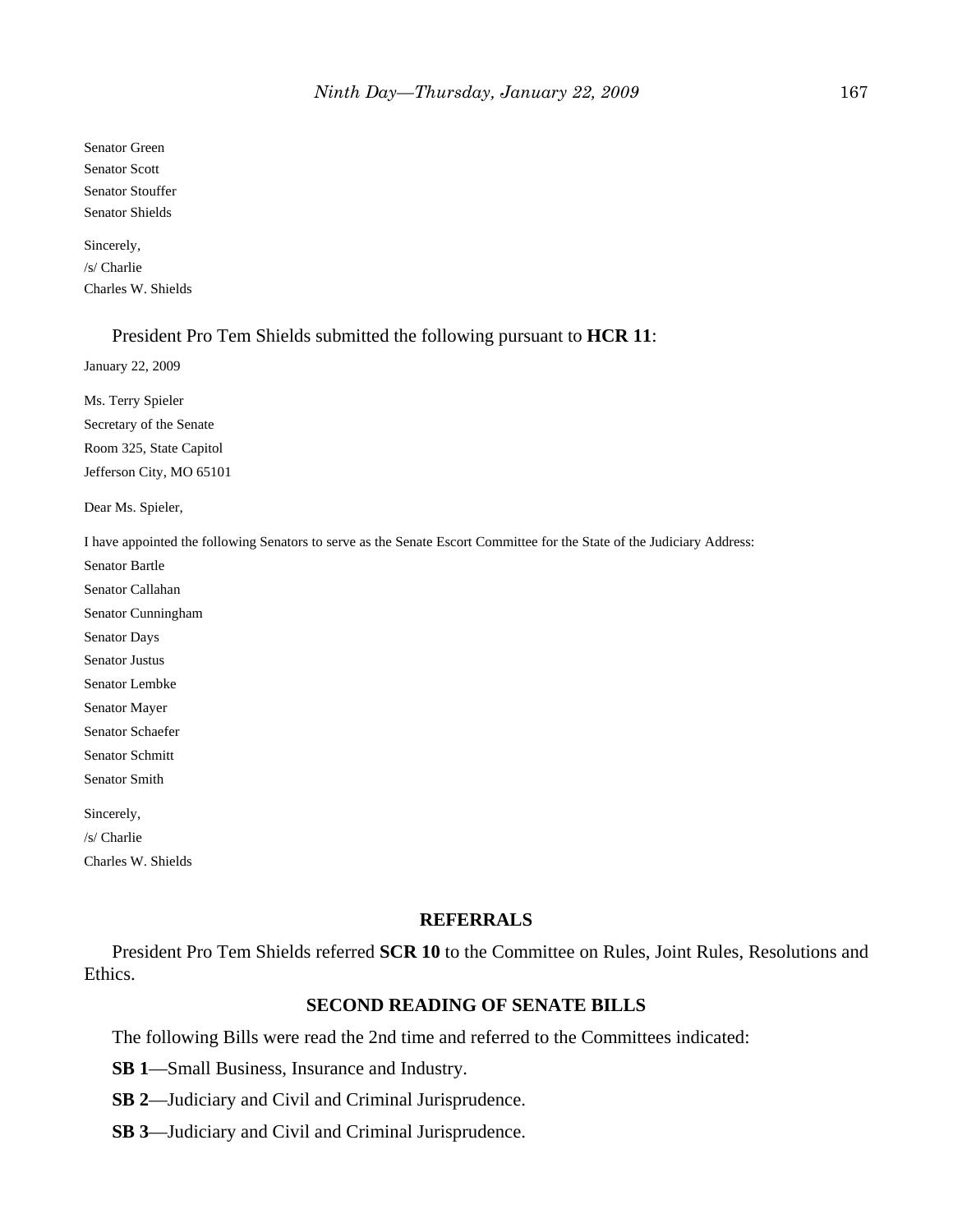Senator Green
Senator Scott
Senator Stouffer
Senator Shields

Sincerely,
/s/ Charlie
Charles W. Shields

President Pro Tem Shields submitted the following pursuant to **HCR 11**:

January 22, 2009

Ms. Terry Spieler
Secretary of the Senate
Room 325, State Capitol
Jefferson City, MO 65101

Dear Ms. Spieler,

I have appointed the following Senators to serve as the Senate Escort Committee for the State of the Judiciary Address:

Senator Bartle
Senator Callahan
Senator Cunningham
Senator Days
Senator Justus
Senator Lembke
Senator Mayer
Senator Schaefer
Senator Schmitt
Senator Smith

Sincerely,
/s/ Charlie
Charles W. Shields

## REFERRALS

President Pro Tem Shields referred **SCR 10** to the Committee on Rules, Joint Rules, Resolutions and Ethics.

## SECOND READING OF SENATE BILLS

The following Bills were read the 2nd time and referred to the Committees indicated:

**SB 1**—Small Business, Insurance and Industry.

**SB 2**—Judiciary and Civil and Criminal Jurisprudence.

**SB 3**—Judiciary and Civil and Criminal Jurisprudence.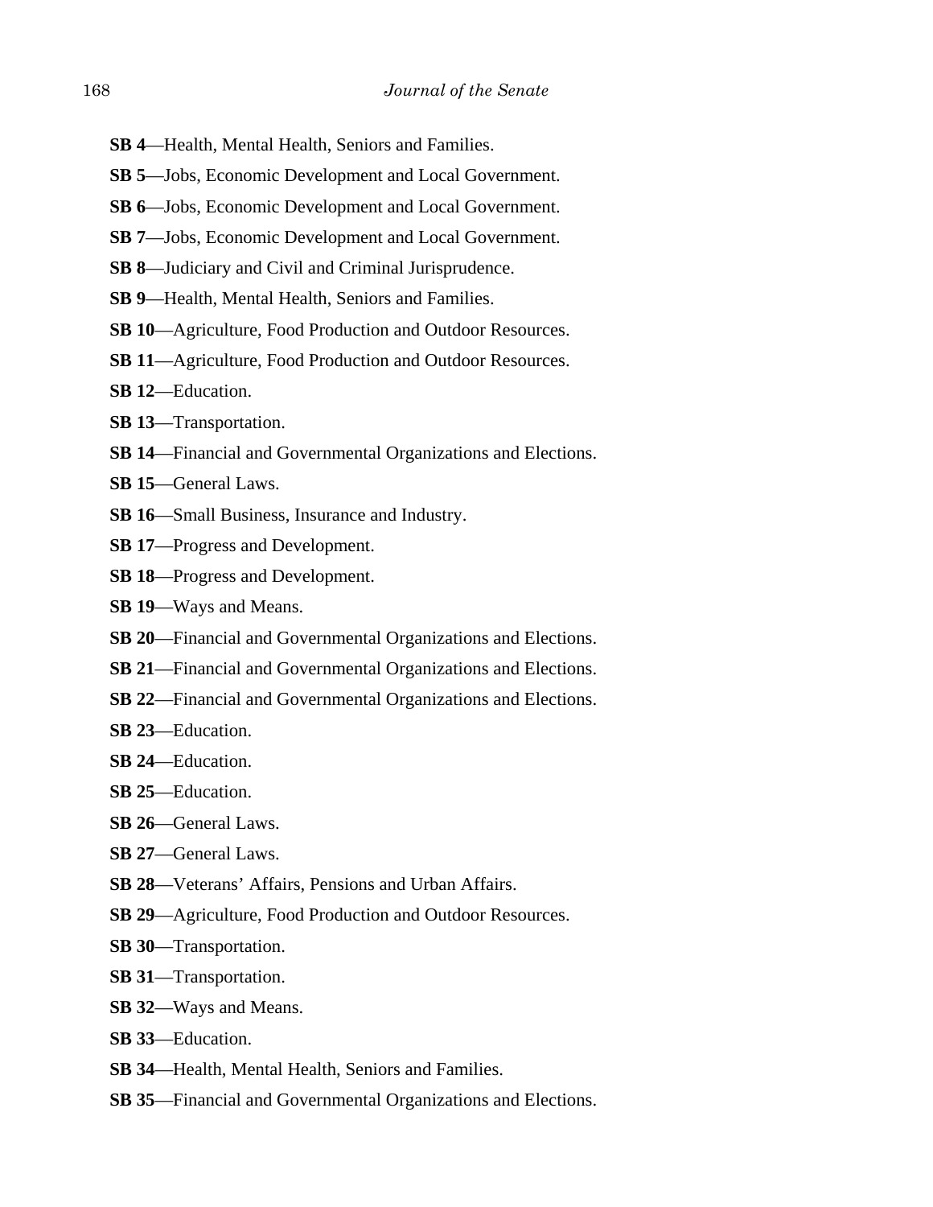**SB 4**—Health, Mental Health, Seniors and Families.

**SB 5**—Jobs, Economic Development and Local Government.

**SB 6**—Jobs, Economic Development and Local Government.

**SB 7**—Jobs, Economic Development and Local Government.

**SB 8**—Judiciary and Civil and Criminal Jurisprudence.

**SB 9**—Health, Mental Health, Seniors and Families.

**SB 10**—Agriculture, Food Production and Outdoor Resources.

**SB 11**—Agriculture, Food Production and Outdoor Resources.

**SB 12**—Education.

**SB 13**—Transportation.

**SB 14**—Financial and Governmental Organizations and Elections.

**SB 15**—General Laws.

**SB 16**—Small Business, Insurance and Industry.

**SB 17**—Progress and Development.

**SB 18**—Progress and Development.

**SB 19**—Ways and Means.

**SB 20**—Financial and Governmental Organizations and Elections.

**SB 21**—Financial and Governmental Organizations and Elections.

**SB 22**—Financial and Governmental Organizations and Elections.

**SB 23**—Education.

**SB 24**—Education.

**SB 25**—Education.

**SB 26**—General Laws.

**SB 27**—General Laws.

**SB 28**—Veterans' Affairs, Pensions and Urban Affairs.

**SB 29**—Agriculture, Food Production and Outdoor Resources.

**SB 30**—Transportation.

**SB 31**—Transportation.

**SB 32**—Ways and Means.

**SB 33**—Education.

**SB 34**—Health, Mental Health, Seniors and Families.

**SB 35**—Financial and Governmental Organizations and Elections.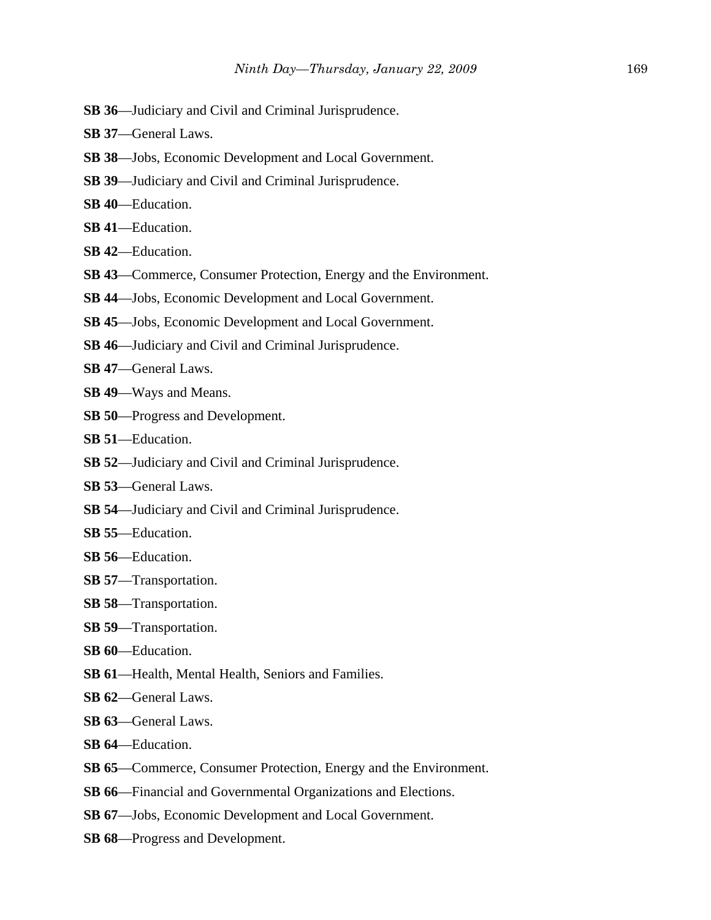**SB 36**—Judiciary and Civil and Criminal Jurisprudence.

**SB 37**—General Laws.

**SB 38**—Jobs, Economic Development and Local Government.

**SB 39**—Judiciary and Civil and Criminal Jurisprudence.

**SB 40**—Education.

**SB 41**—Education.

**SB 42**—Education.

**SB 43**—Commerce, Consumer Protection, Energy and the Environment.

**SB 44**—Jobs, Economic Development and Local Government.

**SB 45**—Jobs, Economic Development and Local Government.

**SB 46**—Judiciary and Civil and Criminal Jurisprudence.

**SB 47**—General Laws.

**SB 49**—Ways and Means.

**SB 50**—Progress and Development.

**SB 51**—Education.

**SB 52**—Judiciary and Civil and Criminal Jurisprudence.

**SB 53**—General Laws.

**SB 54**—Judiciary and Civil and Criminal Jurisprudence.

**SB 55**—Education.

**SB 56**—Education.

**SB 57**—Transportation.

**SB 58**—Transportation.

**SB 59**—Transportation.

**SB 60**—Education.

**SB 61**—Health, Mental Health, Seniors and Families.

**SB 62**—General Laws.

**SB 63**—General Laws.

**SB 64**—Education.

**SB 65**—Commerce, Consumer Protection, Energy and the Environment.

**SB 66**—Financial and Governmental Organizations and Elections.

**SB 67**—Jobs, Economic Development and Local Government.

**SB 68**—Progress and Development.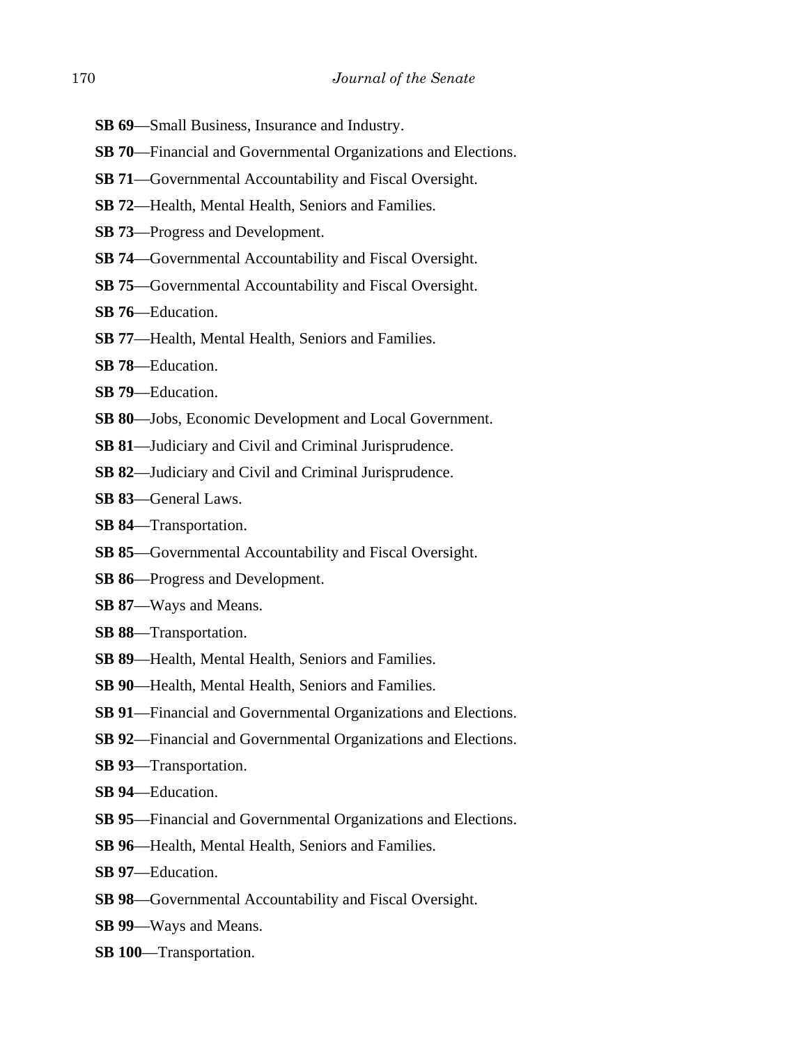**SB 69**—Small Business, Insurance and Industry.

**SB 70**—Financial and Governmental Organizations and Elections.

**SB 71**—Governmental Accountability and Fiscal Oversight.

**SB 72**—Health, Mental Health, Seniors and Families.

**SB 73**—Progress and Development.

**SB 74**—Governmental Accountability and Fiscal Oversight.

**SB 75**—Governmental Accountability and Fiscal Oversight.

**SB 76**—Education.

**SB 77**—Health, Mental Health, Seniors and Families.

**SB 78**—Education.

**SB 79**—Education.

**SB 80**—Jobs, Economic Development and Local Government.

**SB 81**—Judiciary and Civil and Criminal Jurisprudence.

**SB 82**—Judiciary and Civil and Criminal Jurisprudence.

**SB 83**—General Laws.

**SB 84**—Transportation.

**SB 85**—Governmental Accountability and Fiscal Oversight.

**SB 86**—Progress and Development.

**SB 87**—Ways and Means.

**SB 88**—Transportation.

**SB 89**—Health, Mental Health, Seniors and Families.

**SB 90**—Health, Mental Health, Seniors and Families.

**SB 91**—Financial and Governmental Organizations and Elections.

**SB 92**—Financial and Governmental Organizations and Elections.

**SB 93**—Transportation.

**SB 94**—Education.

**SB 95**—Financial and Governmental Organizations and Elections.

**SB 96**—Health, Mental Health, Seniors and Families.

**SB 97**—Education.

**SB 98**—Governmental Accountability and Fiscal Oversight.

**SB 99**—Ways and Means.

**SB 100**—Transportation.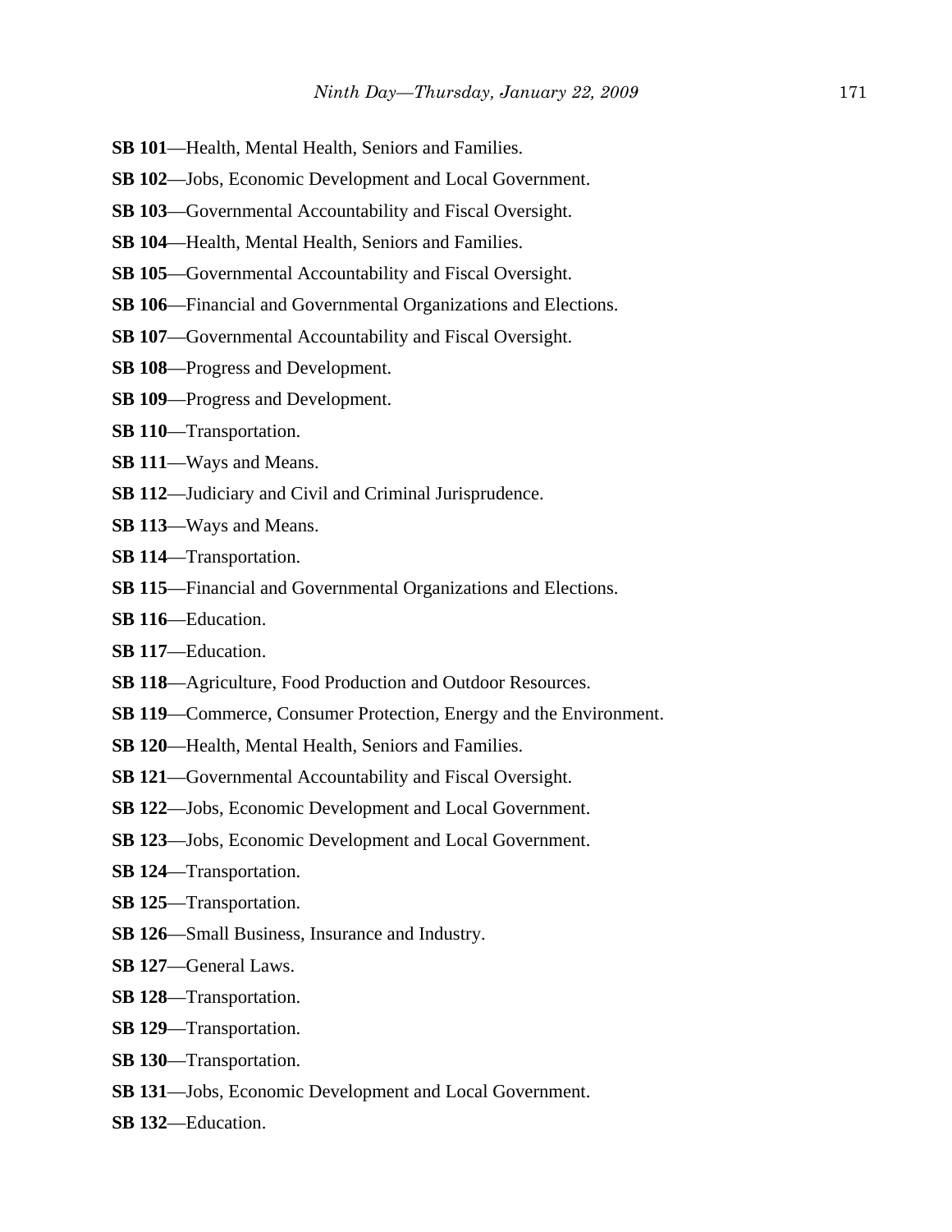**SB 101**—Health, Mental Health, Seniors and Families.

**SB 102**—Jobs, Economic Development and Local Government.

**SB 103**—Governmental Accountability and Fiscal Oversight.

**SB 104**—Health, Mental Health, Seniors and Families.

**SB 105**—Governmental Accountability and Fiscal Oversight.

**SB 106**—Financial and Governmental Organizations and Elections.

**SB 107**—Governmental Accountability and Fiscal Oversight.

**SB 108**—Progress and Development.

**SB 109**—Progress and Development.

**SB 110**—Transportation.

**SB 111**—Ways and Means.

**SB 112**—Judiciary and Civil and Criminal Jurisprudence.

**SB 113**—Ways and Means.

**SB 114**—Transportation.

**SB 115**—Financial and Governmental Organizations and Elections.

**SB 116**—Education.

**SB 117**—Education.

**SB 118**—Agriculture, Food Production and Outdoor Resources.

**SB 119**—Commerce, Consumer Protection, Energy and the Environment.

**SB 120**—Health, Mental Health, Seniors and Families.

**SB 121**—Governmental Accountability and Fiscal Oversight.

**SB 122**—Jobs, Economic Development and Local Government.

**SB 123**—Jobs, Economic Development and Local Government.

**SB 124**—Transportation.

**SB 125**—Transportation.

**SB 126**—Small Business, Insurance and Industry.

**SB 127**—General Laws.

**SB 128**—Transportation.

**SB 129**—Transportation.

**SB 130**—Transportation.

**SB 131**—Jobs, Economic Development and Local Government.

**SB 132**—Education.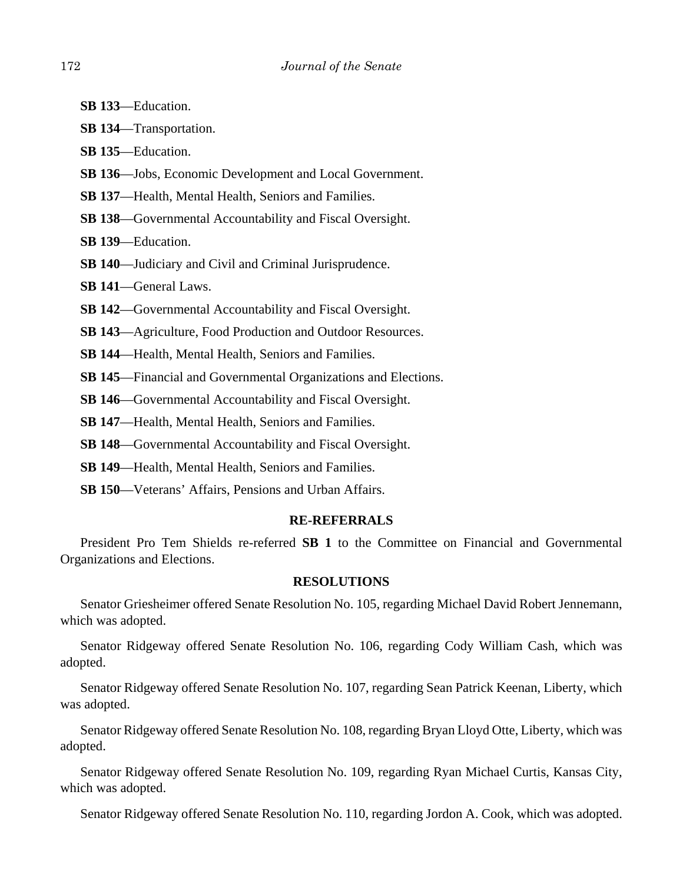**SB 133**—Education.

**SB 134**—Transportation.

**SB 135**—Education.

**SB 136**—Jobs, Economic Development and Local Government.

**SB 137**—Health, Mental Health, Seniors and Families.

**SB 138**—Governmental Accountability and Fiscal Oversight.

**SB 139**—Education.

**SB 140**—Judiciary and Civil and Criminal Jurisprudence.

**SB 141**—General Laws.

**SB 142**—Governmental Accountability and Fiscal Oversight.

**SB 143**—Agriculture, Food Production and Outdoor Resources.

**SB 144**—Health, Mental Health, Seniors and Families.

**SB 145**—Financial and Governmental Organizations and Elections.

**SB 146**—Governmental Accountability and Fiscal Oversight.

**SB 147**—Health, Mental Health, Seniors and Families.

**SB 148**—Governmental Accountability and Fiscal Oversight.

**SB 149**—Health, Mental Health, Seniors and Families.

**SB 150**—Veterans' Affairs, Pensions and Urban Affairs.

## RE-REFERRALS

President Pro Tem Shields re-referred **SB 1** to the Committee on Financial and Governmental Organizations and Elections.

## RESOLUTIONS

Senator Griesheimer offered Senate Resolution No. 105, regarding Michael David Robert Jennemann, which was adopted.

Senator Ridgeway offered Senate Resolution No. 106, regarding Cody William Cash, which was adopted.

Senator Ridgeway offered Senate Resolution No. 107, regarding Sean Patrick Keenan, Liberty, which was adopted.

Senator Ridgeway offered Senate Resolution No. 108, regarding Bryan Lloyd Otte, Liberty, which was adopted.

Senator Ridgeway offered Senate Resolution No. 109, regarding Ryan Michael Curtis, Kansas City, which was adopted.

Senator Ridgeway offered Senate Resolution No. 110, regarding Jordon A. Cook, which was adopted.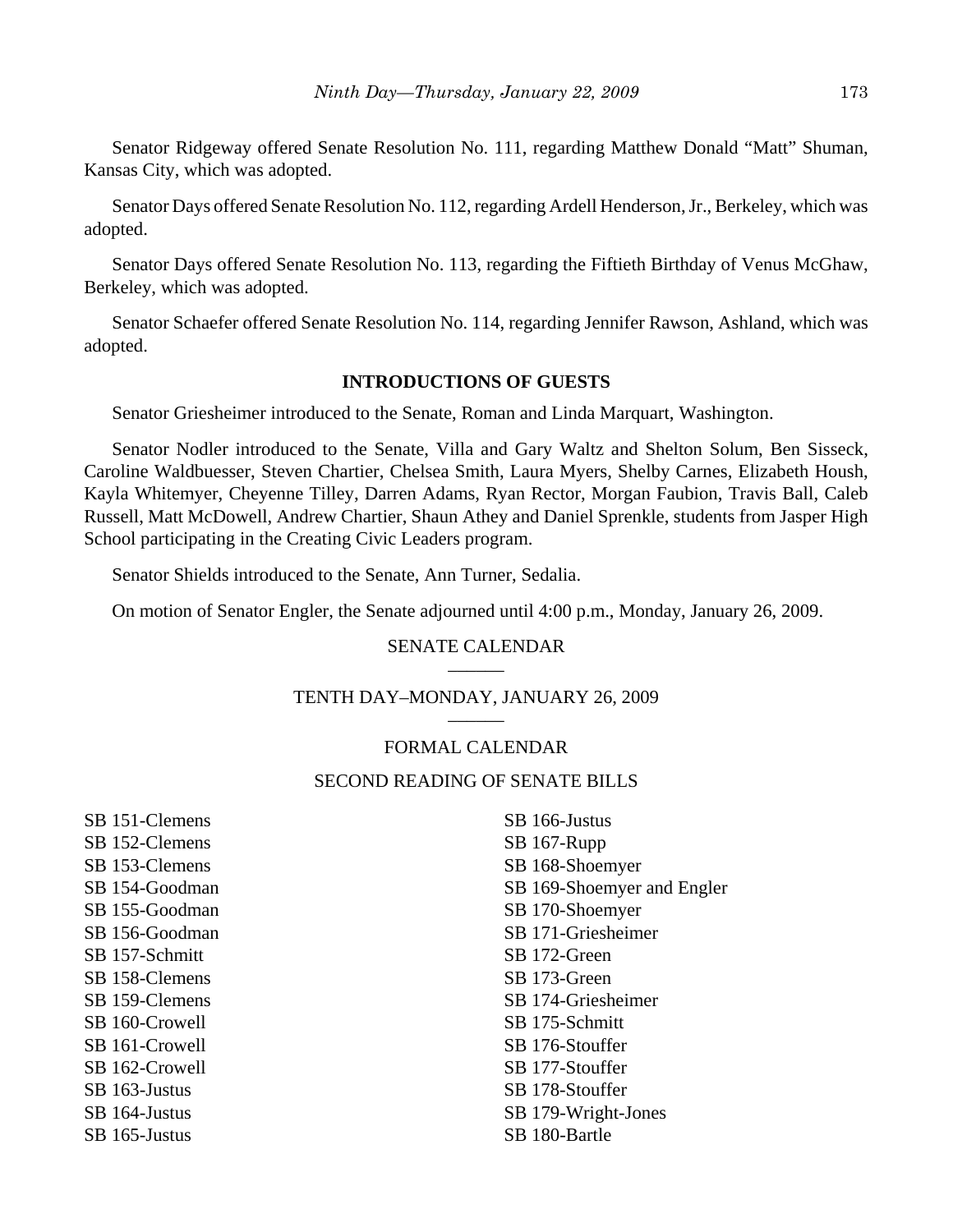Senator Ridgeway offered Senate Resolution No. 111, regarding Matthew Donald "Matt" Shuman, Kansas City, which was adopted.

Senator Days offered Senate Resolution No. 112, regarding Ardell Henderson, Jr., Berkeley, which was adopted.

Senator Days offered Senate Resolution No. 113, regarding the Fiftieth Birthday of Venus McGhaw, Berkeley, which was adopted.

Senator Schaefer offered Senate Resolution No. 114, regarding Jennifer Rawson, Ashland, which was adopted.

**INTRODUCTIONS OF GUESTS**

Senator Griesheimer introduced to the Senate, Roman and Linda Marquart, Washington.

Senator Nodler introduced to the Senate, Villa and Gary Waltz and Shelton Solum, Ben Sisseck, Caroline Waldbuesser, Steven Chartier, Chelsea Smith, Laura Myers, Shelby Carnes, Elizabeth Housh, Kayla Whitemyer, Cheyenne Tilley, Darren Adams, Ryan Rector, Morgan Faubion, Travis Ball, Caleb Russell, Matt McDowell, Andrew Chartier, Shaun Athey and Daniel Sprenkle, students from Jasper High School participating in the Creating Civic Leaders program.

Senator Shields introduced to the Senate, Ann Turner, Sedalia.

On motion of Senator Engler, the Senate adjourned until 4:00 p.m., Monday, January 26, 2009.

SENATE CALENDAR

TENTH DAY–MONDAY, JANUARY 26, 2009

FORMAL CALENDAR

SECOND READING OF SENATE BILLS

SB 151-Clemens
SB 152-Clemens
SB 153-Clemens
SB 154-Goodman
SB 155-Goodman
SB 156-Goodman
SB 157-Schmitt
SB 158-Clemens
SB 159-Clemens
SB 160-Crowell
SB 161-Crowell
SB 162-Crowell
SB 163-Justus
SB 164-Justus
SB 165-Justus
SB 166-Justus
SB 167-Rupp
SB 168-Shoemyer
SB 169-Shoemyer and Engler
SB 170-Shoemyer
SB 171-Griesheimer
SB 172-Green
SB 173-Green
SB 174-Griesheimer
SB 175-Schmitt
SB 176-Stouffer
SB 177-Stouffer
SB 178-Stouffer
SB 179-Wright-Jones
SB 180-Bartle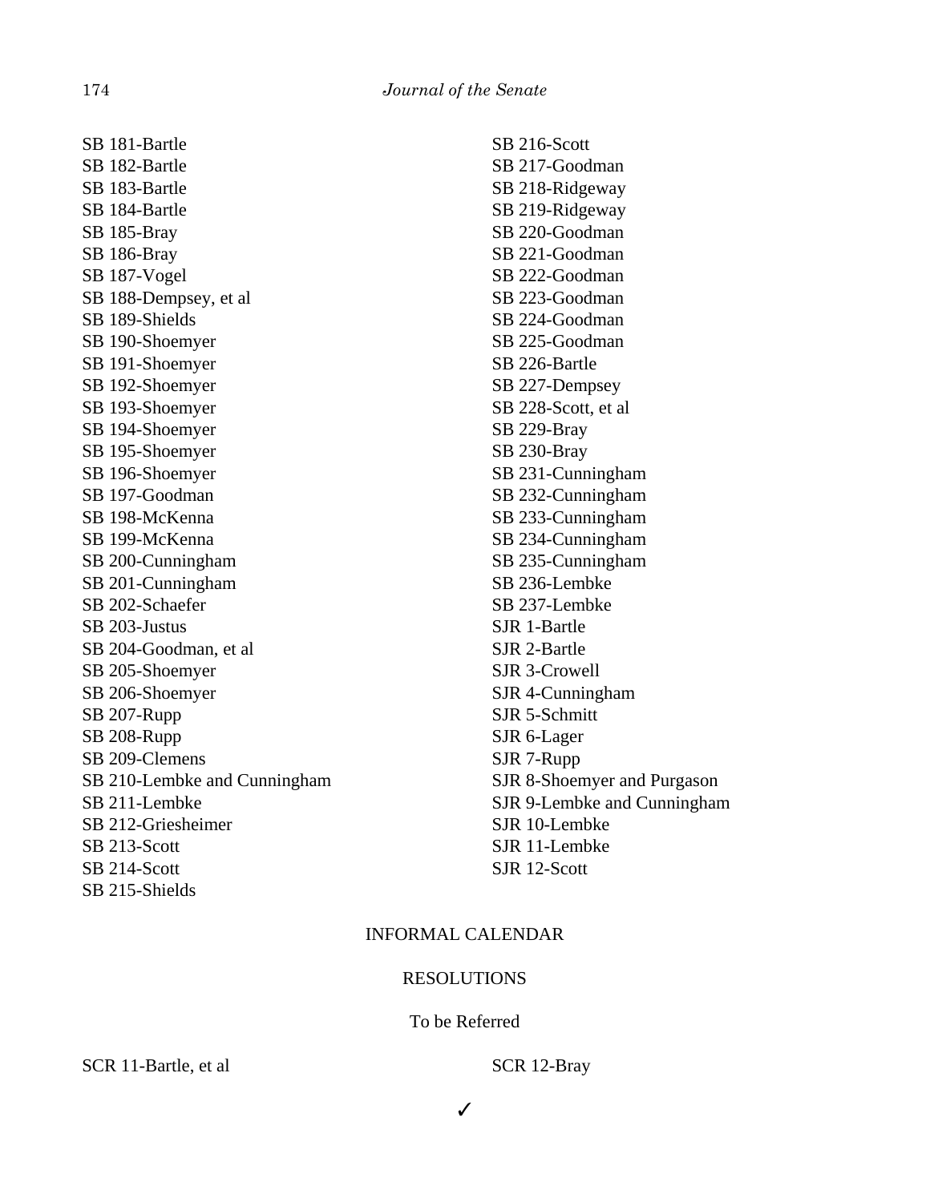SB 181-Bartle
SB 182-Bartle
SB 183-Bartle
SB 184-Bartle
SB 185-Bray
SB 186-Bray
SB 187-Vogel
SB 188-Dempsey, et al
SB 189-Shields
SB 190-Shoemyer
SB 191-Shoemyer
SB 192-Shoemyer
SB 193-Shoemyer
SB 194-Shoemyer
SB 195-Shoemyer
SB 196-Shoemyer
SB 197-Goodman
SB 198-McKenna
SB 199-McKenna
SB 200-Cunningham
SB 201-Cunningham
SB 202-Schaefer
SB 203-Justus
SB 204-Goodman, et al
SB 205-Shoemyer
SB 206-Shoemyer
SB 207-Rupp
SB 208-Rupp
SB 209-Clemens
SB 210-Lembke and Cunningham
SB 211-Lembke
SB 212-Griesheimer
SB 213-Scott
SB 214-Scott
SB 215-Shields
SB 216-Scott
SB 217-Goodman
SB 218-Ridgeway
SB 219-Ridgeway
SB 220-Goodman
SB 221-Goodman
SB 222-Goodman
SB 223-Goodman
SB 224-Goodman
SB 225-Goodman
SB 226-Bartle
SB 227-Dempsey
SB 228-Scott, et al
SB 229-Bray
SB 230-Bray
SB 231-Cunningham
SB 232-Cunningham
SB 233-Cunningham
SB 234-Cunningham
SB 235-Cunningham
SB 236-Lembke
SB 237-Lembke
SJR 1-Bartle
SJR 2-Bartle
SJR 3-Crowell
SJR 4-Cunningham
SJR 5-Schmitt
SJR 6-Lager
SJR 7-Rupp
SJR 8-Shoemyer and Purgason
SJR 9-Lembke and Cunningham
SJR 10-Lembke
SJR 11-Lembke
SJR 12-Scott

## INFORMAL CALENDAR

### RESOLUTIONS

To be Referred

SCR 11-Bartle, et al
SCR 12-Bray

✓